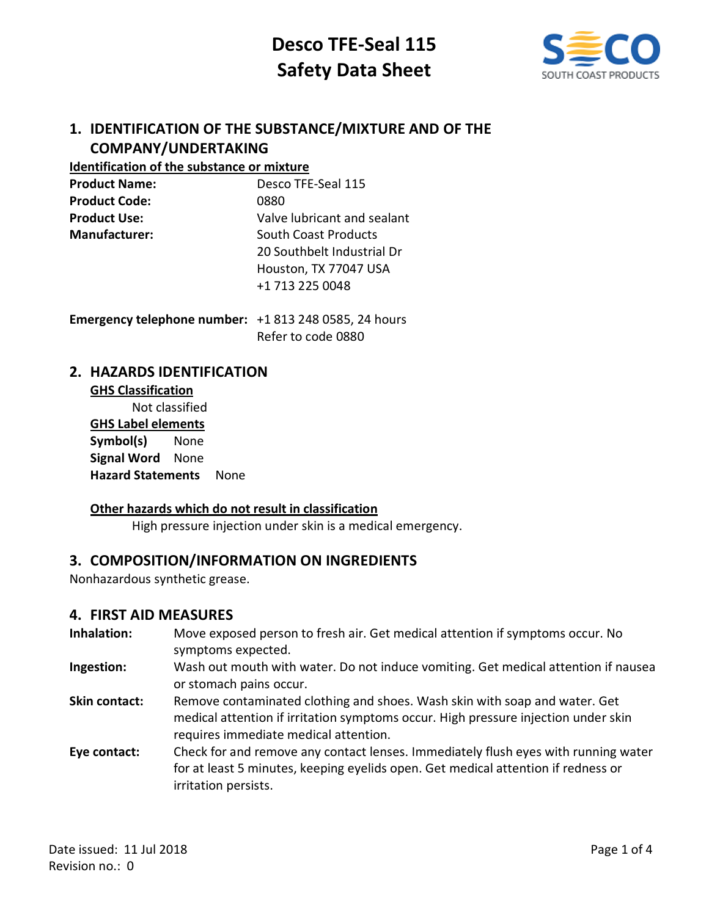# Desco TFE-Seal 115
# Safety Data Sheet

SOUTH COAST PRODUCTS

## 1. IDENTIFICATION OF THE SUBSTANCE/MIXTURE AND OF THE COMPANY/UNDERTAKING

**Identification of the substance or mixture**

| | |
|---|---|
| **Product Name:** | Desco TFE-Seal 115 |
| **Product Code:** | 0880 |
| **Product Use:** | Valve lubricant and sealant |
| **Manufacturer:** | South Coast Products<br>20 Southbelt Industrial Dr<br>Houston, TX 77047 USA<br>+1 713 225 0048 |

**Emergency telephone number:** +1 813 248 0585, 24 hours
Refer to code 0880

## 2. HAZARDS IDENTIFICATION

**GHS Classification**

Not classified

**GHS Label elements**

**Symbol(s)** None
**Signal Word** None
**Hazard Statements** None

**Other hazards which do not result in classification**

High pressure injection under skin is a medical emergency.

## 3. COMPOSITION/INFORMATION ON INGREDIENTS

Nonhazardous synthetic grease.

## 4. FIRST AID MEASURES

**Inhalation:** Move exposed person to fresh air. Get medical attention if symptoms occur. No symptoms expected.

**Ingestion:** Wash out mouth with water. Do not induce vomiting. Get medical attention if nausea or stomach pains occur.

**Skin contact:** Remove contaminated clothing and shoes. Wash skin with soap and water. Get medical attention if irritation symptoms occur. High pressure injection under skin requires immediate medical attention.

**Eye contact:** Check for and remove any contact lenses. Immediately flush eyes with running water for at least 5 minutes, keeping eyelids open. Get medical attention if redness or irritation persists.

Date issued: 11 Jul 2018
Revision no.: 0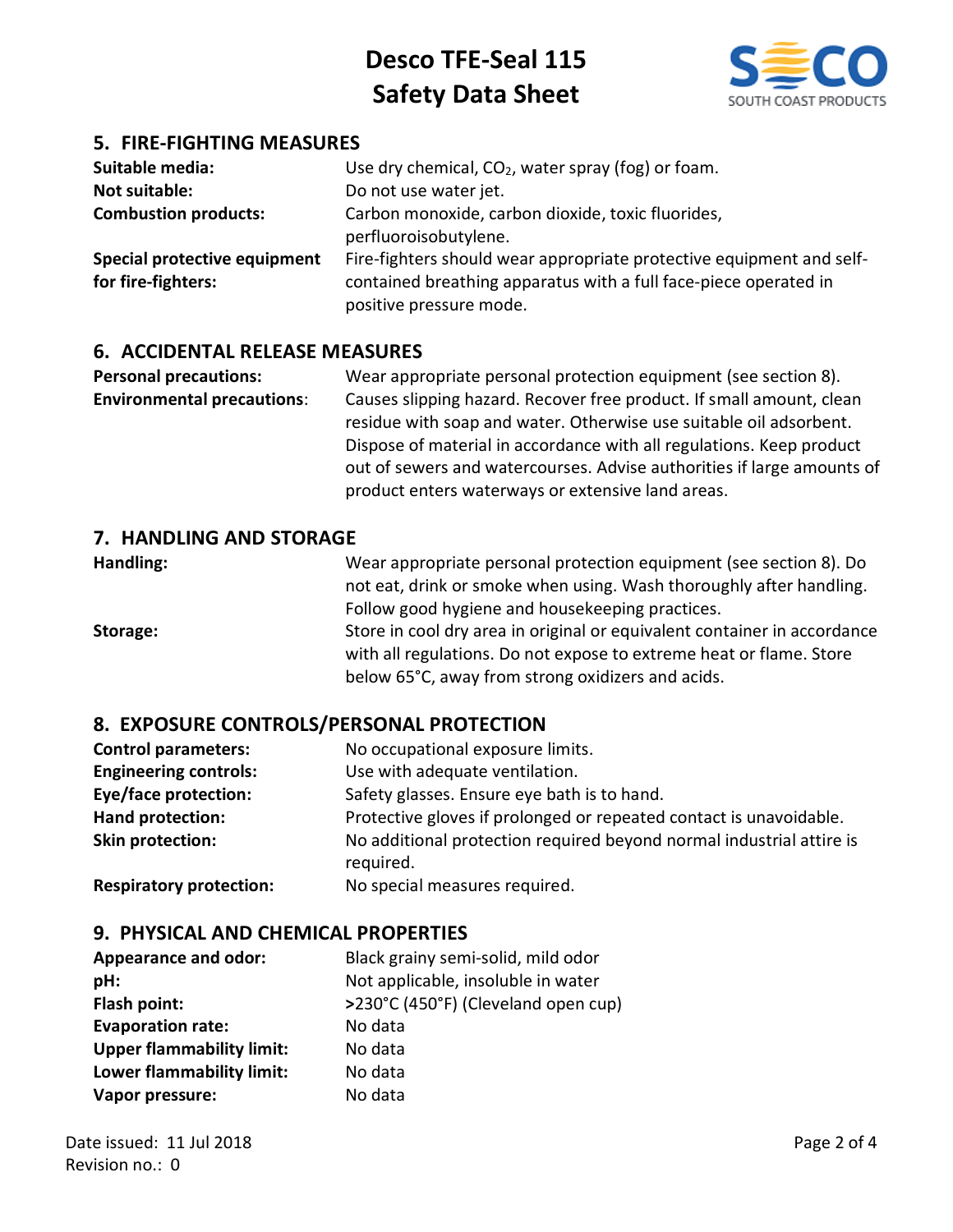## 5. FIRE-FIGHTING MEASURES

| | |
|---|---|
| **Suitable media:** | Use dry chemical, $CO_2$, water spray (fog) or foam. |
| **Not suitable:** | Do not use water jet. |
| **Combustion products:** | Carbon monoxide, carbon dioxide, toxic fluorides, perfluoroisobutylene. |
| **Special protective equipment for fire-fighters:** | Fire-fighters should wear appropriate protective equipment and self-contained breathing apparatus with a full face-piece operated in positive pressure mode. |

## 6. ACCIDENTAL RELEASE MEASURES

| | |
|---|---|
| **Personal precautions:** | Wear appropriate personal protection equipment (see section 8). |
| **Environmental precautions:** | Causes slipping hazard. Recover free product. If small amount, clean residue with soap and water. Otherwise use suitable oil adsorbent. Dispose of material in accordance with all regulations. Keep product out of sewers and watercourses. Advise authorities if large amounts of product enters waterways or extensive land areas. |

## 7. HANDLING AND STORAGE

| | |
|---|---|
| **Handling:** | Wear appropriate personal protection equipment (see section 8). Do not eat, drink or smoke when using. Wash thoroughly after handling. Follow good hygiene and housekeeping practices. |
| **Storage:** | Store in cool dry area in original or equivalent container in accordance with all regulations. Do not expose to extreme heat or flame. Store below 65°C, away from strong oxidizers and acids. |

## 8. EXPOSURE CONTROLS/PERSONAL PROTECTION

| | |
|---|---|
| **Control parameters:** | No occupational exposure limits. |
| **Engineering controls:** | Use with adequate ventilation. |
| **Eye/face protection:** | Safety glasses. Ensure eye bath is to hand. |
| **Hand protection:** | Protective gloves if prolonged or repeated contact is unavoidable. |
| **Skin protection:** | No additional protection required beyond normal industrial attire is required. |
| **Respiratory protection:** | No special measures required. |

## 9. PHYSICAL AND CHEMICAL PROPERTIES

| | |
|---|---|
| **Appearance and odor:** | Black grainy semi-solid, mild odor |
| **pH:** | Not applicable, insoluble in water |
| **Flash point:** | >230°C (450°F) (Cleveland open cup) |
| **Evaporation rate:** | No data |
| **Upper flammability limit:** | No data |
| **Lower flammability limit:** | No data |
| **Vapor pressure:** | No data |

Date issued: 11 Jul 2018
Revision no.: 0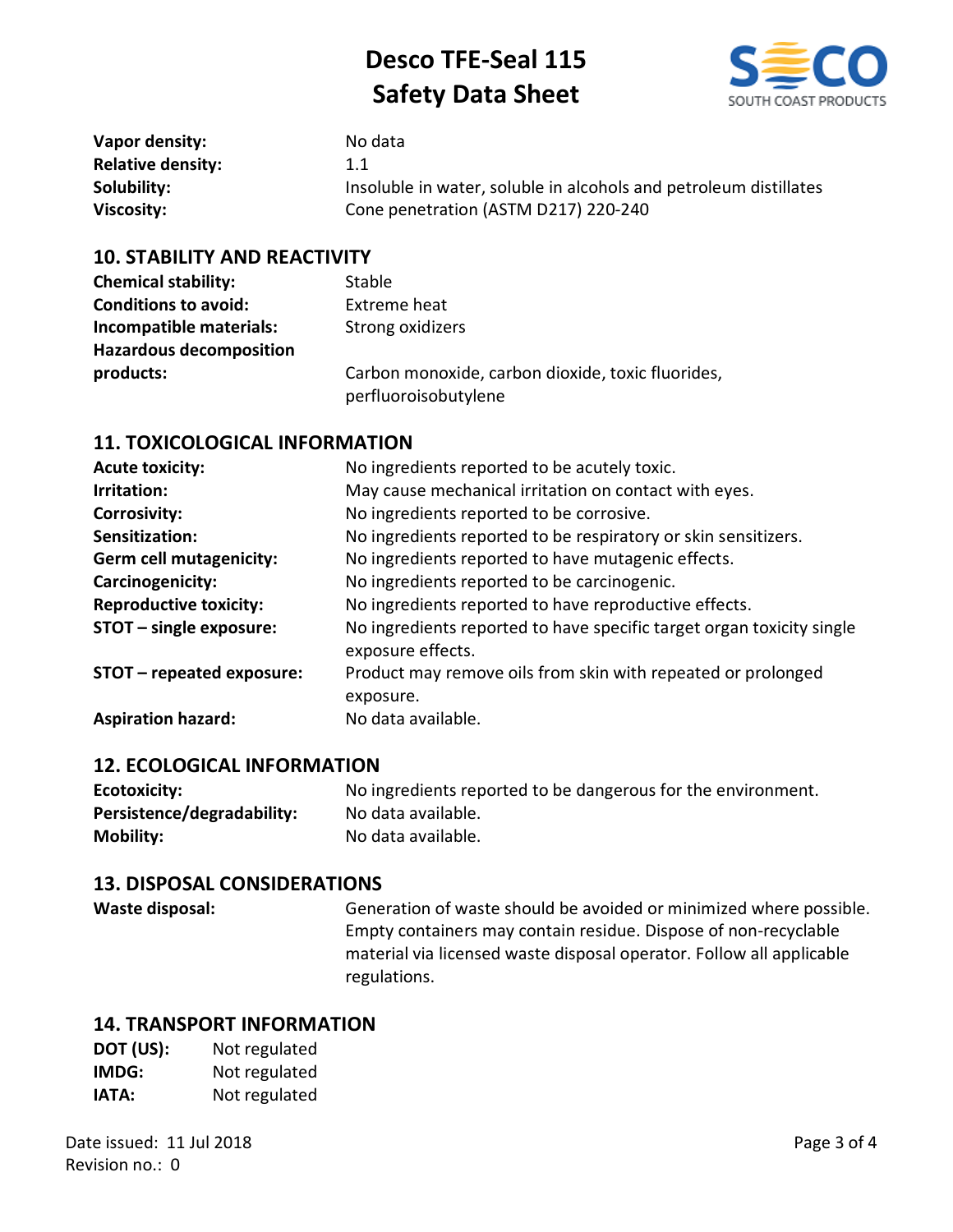**Vapor density:** No data
**Relative density:** 1.1
**Solubility:** Insoluble in water, soluble in alcohols and petroleum distillates
**Viscosity:** Cone penetration (ASTM D217) 220-240

## 10. STABILITY AND REACTIVITY

**Chemical stability:** Stable
**Conditions to avoid:** Extreme heat
**Incompatible materials:** Strong oxidizers
**Hazardous decomposition products:** Carbon monoxide, carbon dioxide, toxic fluorides, perfluoroisobutylene

## 11. TOXICOLOGICAL INFORMATION

**Acute toxicity:** No ingredients reported to be acutely toxic.
**Irritation:** May cause mechanical irritation on contact with eyes.
**Corrosivity:** No ingredients reported to be corrosive.
**Sensitization:** No ingredients reported to be respiratory or skin sensitizers.
**Germ cell mutagenicity:** No ingredients reported to have mutagenic effects.
**Carcinogenicity:** No ingredients reported to be carcinogenic.
**Reproductive toxicity:** No ingredients reported to have reproductive effects.
**STOT – single exposure:** No ingredients reported to have specific target organ toxicity single exposure effects.
**STOT – repeated exposure:** Product may remove oils from skin with repeated or prolonged exposure.
**Aspiration hazard:** No data available.

## 12. ECOLOGICAL INFORMATION

**Ecotoxicity:** No ingredients reported to be dangerous for the environment.
**Persistence/degradability:** No data available.
**Mobility:** No data available.

## 13. DISPOSAL CONSIDERATIONS

**Waste disposal:** Generation of waste should be avoided or minimized where possible. Empty containers may contain residue. Dispose of non-recyclable material via licensed waste disposal operator. Follow all applicable regulations.

## 14. TRANSPORT INFORMATION

**DOT (US):** Not regulated
**IMDG:** Not regulated
**IATA:** Not regulated

Date issued: 11 Jul 2018
Revision no.: 0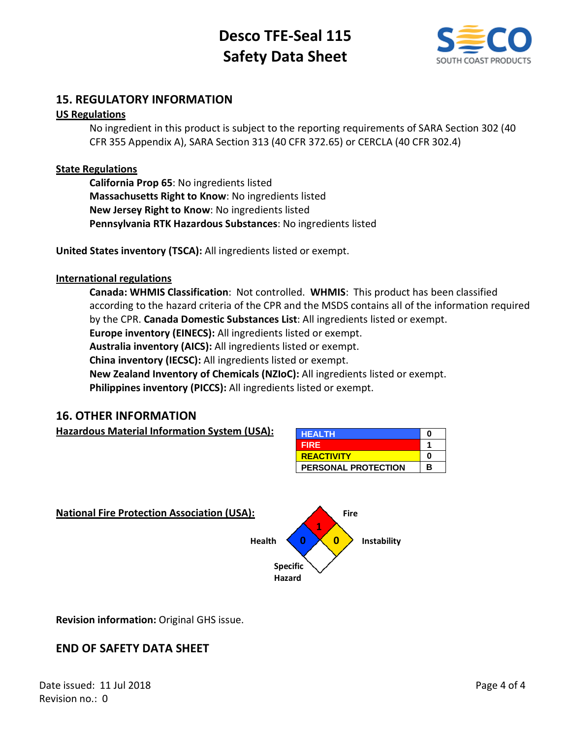## 15. REGULATORY INFORMATION

**US Regulations**

No ingredient in this product is subject to the reporting requirements of SARA Section 302 (40 CFR 355 Appendix A), SARA Section 313 (40 CFR 372.65) or CERCLA (40 CFR 302.4)

**State Regulations**

**California Prop 65**: No ingredients listed
**Massachusetts Right to Know**: No ingredients listed
**New Jersey Right to Know**: No ingredients listed
**Pennsylvania RTK Hazardous Substances**: No ingredients listed

**United States inventory (TSCA):** All ingredients listed or exempt.

**International regulations**

**Canada: WHMIS Classification**: Not controlled. **WHMIS**: This product has been classified according to the hazard criteria of the CPR and the MSDS contains all of the information required by the CPR. **Canada Domestic Substances List**: All ingredients listed or exempt.
**Europe inventory (EINECS):** All ingredients listed or exempt.
**Australia inventory (AICS):** All ingredients listed or exempt.
**China inventory (IECSC):** All ingredients listed or exempt.
**New Zealand Inventory of Chemicals (NZIoC):** All ingredients listed or exempt.
**Philippines inventory (PICCS):** All ingredients listed or exempt.

## 16. OTHER INFORMATION

**Hazardous Material Information System (USA):**

| | |
|---|---|
| HEALTH | 0 |
| FIRE | 1 |
| REACTIVITY | 0 |
| PERSONAL PROTECTION | B |

**National Fire Protection Association (USA):**

Fire
1
Health
0
0
Instability
Specific Hazard

**Revision information:** Original GHS issue.

## END OF SAFETY DATA SHEET

Date issued: 11 Jul 2018
Revision no.: 0